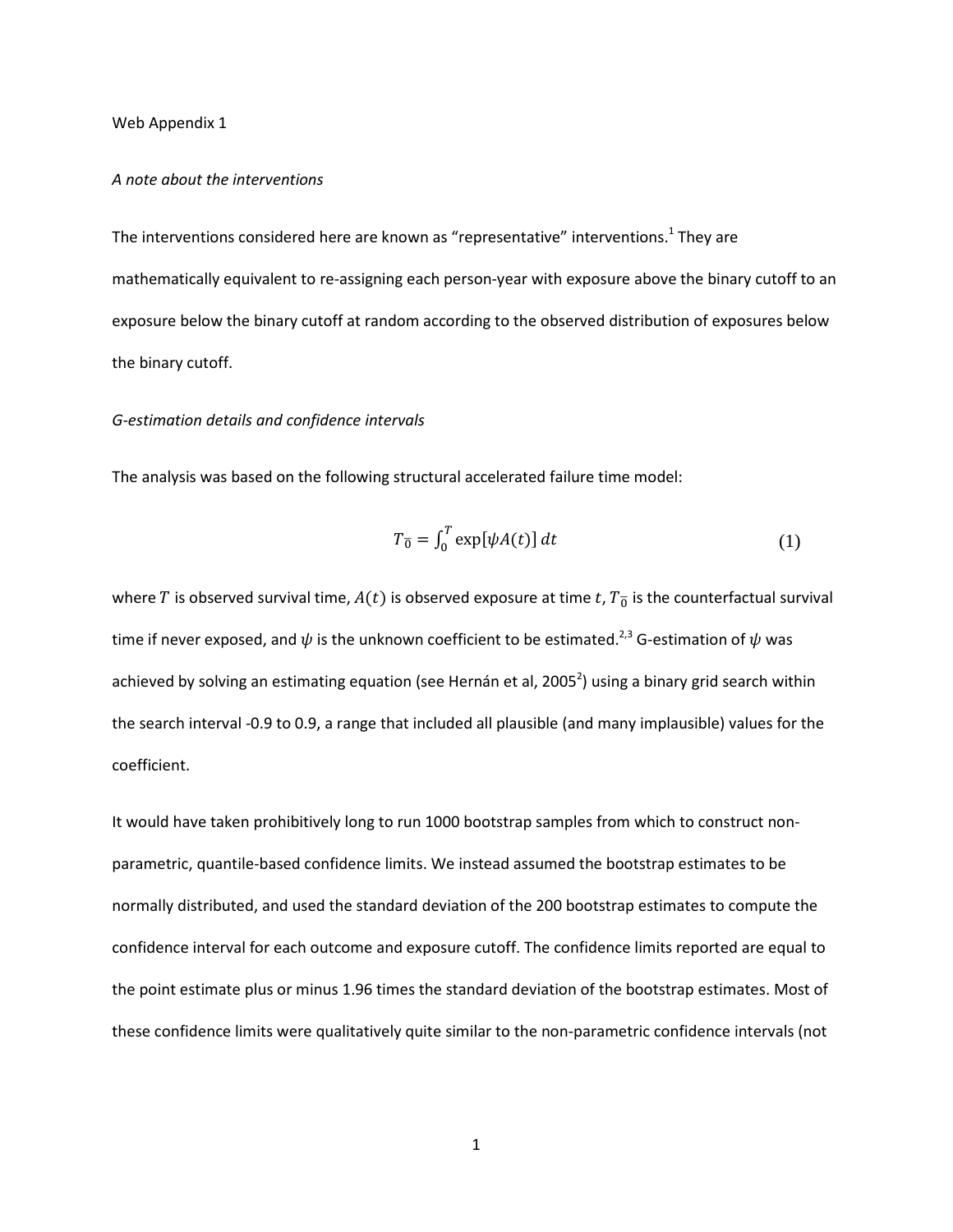Web Appendix 1

*A note about the interventions*

The interventions considered here are known as "representative" interventions.[1] They are mathematically equivalent to re-assigning each person-year with exposure above the binary cutoff to an exposure below the binary cutoff at random according to the observed distribution of exposures below the binary cutoff.

*G-estimation details and confidence intervals*

The analysis was based on the following structural accelerated failure time model:

$$T_{\bar{0}} = \int_0^T \exp[\psi A(t)]\, dt \tag{1}$$

where $T$ is observed survival time, $A(t)$ is observed exposure at time $t$, $T_{\bar{0}}$ is the counterfactual survival time if never exposed, and $\psi$ is the unknown coefficient to be estimated.[2,3] G-estimation of $\psi$ was achieved by solving an estimating equation (see Hernán et al, 2005[2]) using a binary grid search within the search interval -0.9 to 0.9, a range that included all plausible (and many implausible) values for the coefficient.

It would have taken prohibitively long to run 1000 bootstrap samples from which to construct non-parametric, quantile-based confidence limits. We instead assumed the bootstrap estimates to be normally distributed, and used the standard deviation of the 200 bootstrap estimates to compute the confidence interval for each outcome and exposure cutoff. The confidence limits reported are equal to the point estimate plus or minus 1.96 times the standard deviation of the bootstrap estimates. Most of these confidence limits were qualitatively quite similar to the non-parametric confidence intervals (not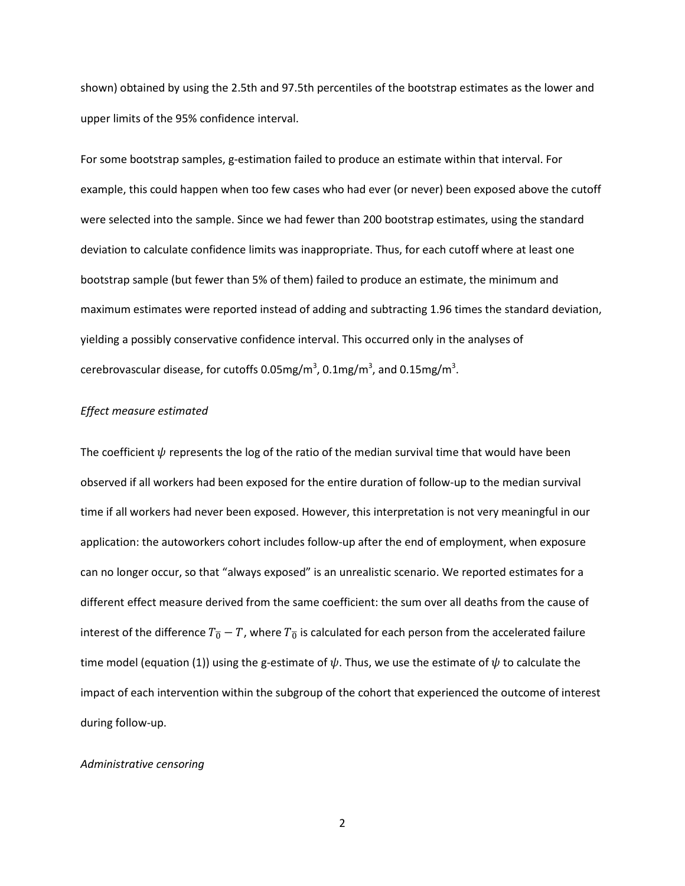shown) obtained by using the 2.5th and 97.5th percentiles of the bootstrap estimates as the lower and upper limits of the 95% confidence interval.

For some bootstrap samples, g-estimation failed to produce an estimate within that interval. For example, this could happen when too few cases who had ever (or never) been exposed above the cutoff were selected into the sample. Since we had fewer than 200 bootstrap estimates, using the standard deviation to calculate confidence limits was inappropriate. Thus, for each cutoff where at least one bootstrap sample (but fewer than 5% of them) failed to produce an estimate, the minimum and maximum estimates were reported instead of adding and subtracting 1.96 times the standard deviation, yielding a possibly conservative confidence interval. This occurred only in the analyses of cerebrovascular disease, for cutoffs 0.05mg/m$^3$, 0.1mg/m$^3$, and 0.15mg/m$^3$.

*Effect measure estimated*

The coefficient $\psi$ represents the log of the ratio of the median survival time that would have been observed if all workers had been exposed for the entire duration of follow-up to the median survival time if all workers had never been exposed. However, this interpretation is not very meaningful in our application: the autoworkers cohort includes follow-up after the end of employment, when exposure can no longer occur, so that "always exposed" is an unrealistic scenario. We reported estimates for a different effect measure derived from the same coefficient: the sum over all deaths from the cause of interest of the difference $T_{\bar{0}} - T$, where $T_{\bar{0}}$ is calculated for each person from the accelerated failure time model (equation (1)) using the g-estimate of $\psi$. Thus, we use the estimate of $\psi$ to calculate the impact of each intervention within the subgroup of the cohort that experienced the outcome of interest during follow-up.

*Administrative censoring*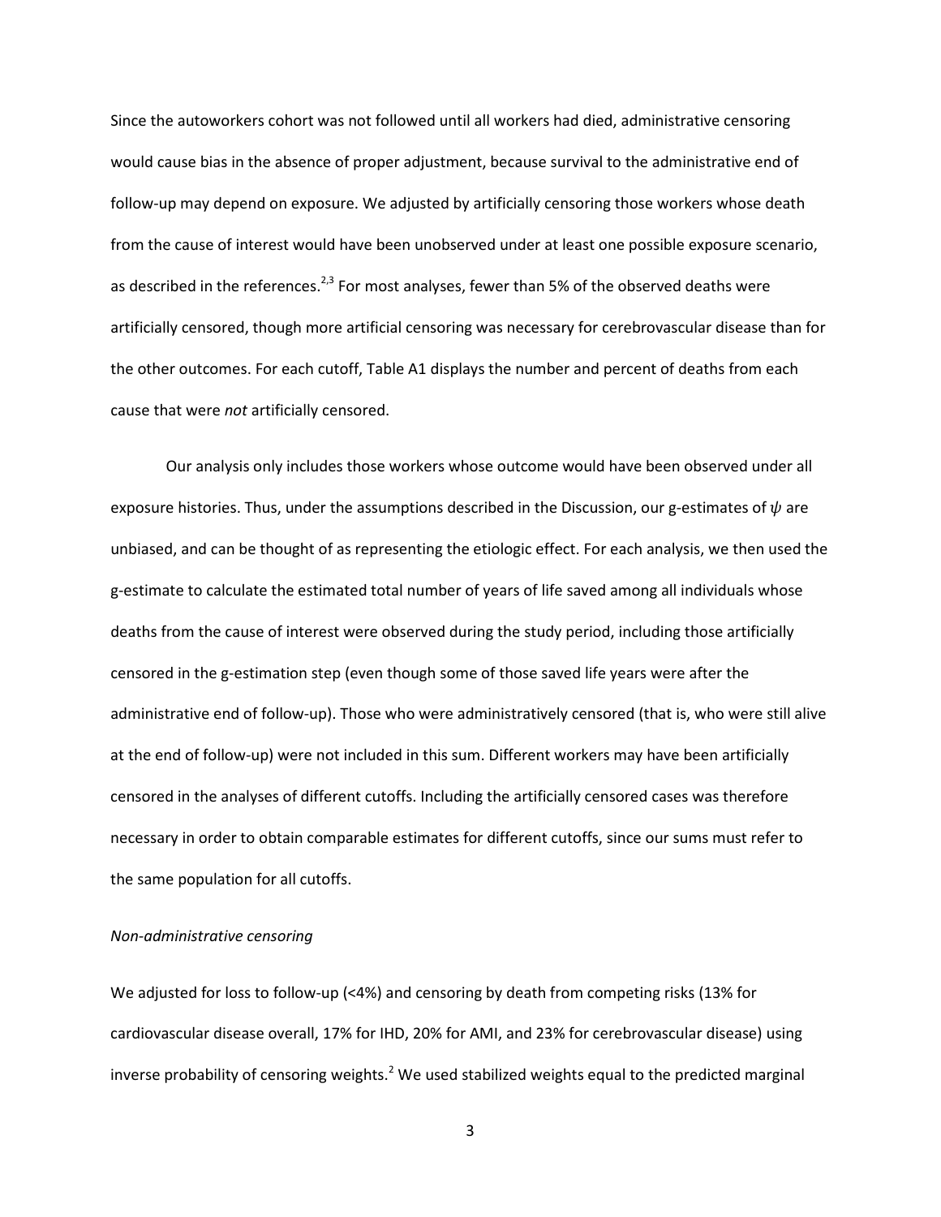Since the autoworkers cohort was not followed until all workers had died, administrative censoring would cause bias in the absence of proper adjustment, because survival to the administrative end of follow-up may depend on exposure. We adjusted by artificially censoring those workers whose death from the cause of interest would have been unobserved under at least one possible exposure scenario, as described in the references.[2,3] For most analyses, fewer than 5% of the observed deaths were artificially censored, though more artificial censoring was necessary for cerebrovascular disease than for the other outcomes. For each cutoff, Table A1 displays the number and percent of deaths from each cause that were *not* artificially censored.

Our analysis only includes those workers whose outcome would have been observed under all exposure histories. Thus, under the assumptions described in the Discussion, our g-estimates of $\psi$ are unbiased, and can be thought of as representing the etiologic effect. For each analysis, we then used the g-estimate to calculate the estimated total number of years of life saved among all individuals whose deaths from the cause of interest were observed during the study period, including those artificially censored in the g-estimation step (even though some of those saved life years were after the administrative end of follow-up). Those who were administratively censored (that is, who were still alive at the end of follow-up) were not included in this sum. Different workers may have been artificially censored in the analyses of different cutoffs. Including the artificially censored cases was therefore necessary in order to obtain comparable estimates for different cutoffs, since our sums must refer to the same population for all cutoffs.

*Non-administrative censoring*

We adjusted for loss to follow-up (<4%) and censoring by death from competing risks (13% for cardiovascular disease overall, 17% for IHD, 20% for AMI, and 23% for cerebrovascular disease) using inverse probability of censoring weights.[2] We used stabilized weights equal to the predicted marginal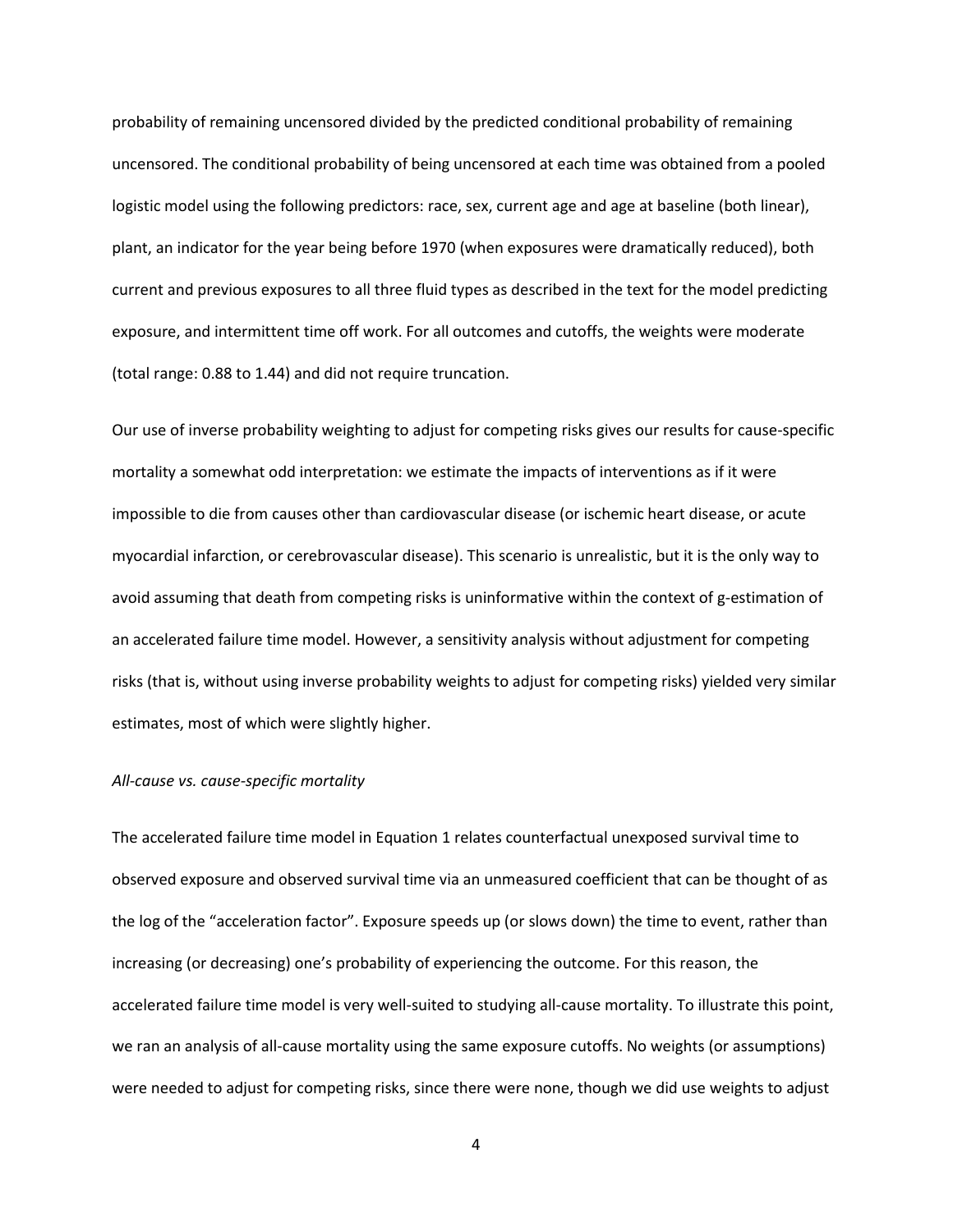probability of remaining uncensored divided by the predicted conditional probability of remaining uncensored. The conditional probability of being uncensored at each time was obtained from a pooled logistic model using the following predictors: race, sex, current age and age at baseline (both linear), plant, an indicator for the year being before 1970 (when exposures were dramatically reduced), both current and previous exposures to all three fluid types as described in the text for the model predicting exposure, and intermittent time off work. For all outcomes and cutoffs, the weights were moderate (total range: 0.88 to 1.44) and did not require truncation.

Our use of inverse probability weighting to adjust for competing risks gives our results for cause-specific mortality a somewhat odd interpretation: we estimate the impacts of interventions as if it were impossible to die from causes other than cardiovascular disease (or ischemic heart disease, or acute myocardial infarction, or cerebrovascular disease). This scenario is unrealistic, but it is the only way to avoid assuming that death from competing risks is uninformative within the context of g-estimation of an accelerated failure time model. However, a sensitivity analysis without adjustment for competing risks (that is, without using inverse probability weights to adjust for competing risks) yielded very similar estimates, most of which were slightly higher.

*All-cause vs. cause-specific mortality*

The accelerated failure time model in Equation 1 relates counterfactual unexposed survival time to observed exposure and observed survival time via an unmeasured coefficient that can be thought of as the log of the "acceleration factor". Exposure speeds up (or slows down) the time to event, rather than increasing (or decreasing) one's probability of experiencing the outcome. For this reason, the accelerated failure time model is very well-suited to studying all-cause mortality. To illustrate this point, we ran an analysis of all-cause mortality using the same exposure cutoffs. No weights (or assumptions) were needed to adjust for competing risks, since there were none, though we did use weights to adjust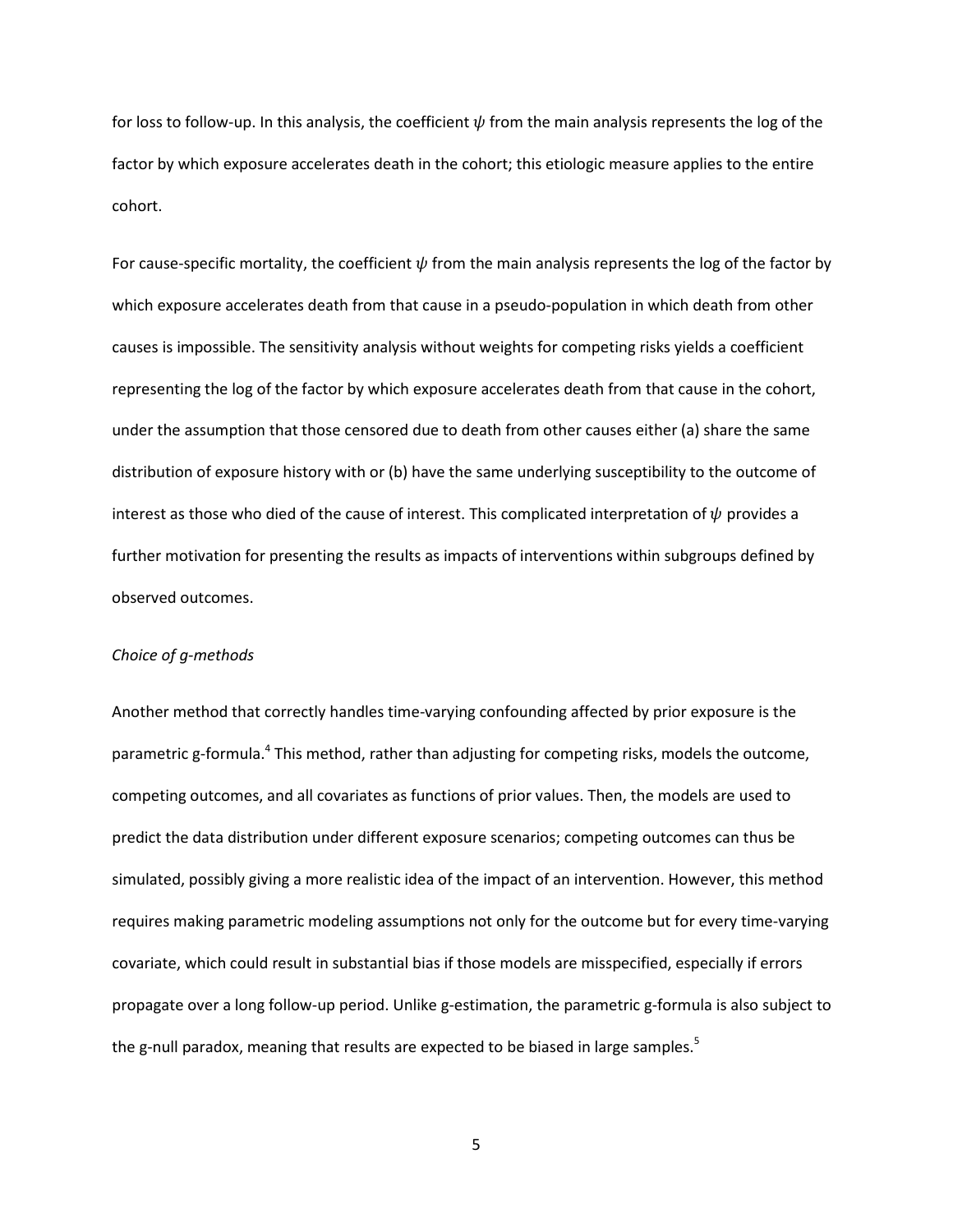for loss to follow-up. In this analysis, the coefficient $\psi$ from the main analysis represents the log of the factor by which exposure accelerates death in the cohort; this etiologic measure applies to the entire cohort.

For cause-specific mortality, the coefficient $\psi$ from the main analysis represents the log of the factor by which exposure accelerates death from that cause in a pseudo-population in which death from other causes is impossible. The sensitivity analysis without weights for competing risks yields a coefficient representing the log of the factor by which exposure accelerates death from that cause in the cohort, under the assumption that those censored due to death from other causes either (a) share the same distribution of exposure history with or (b) have the same underlying susceptibility to the outcome of interest as those who died of the cause of interest. This complicated interpretation of $\psi$ provides a further motivation for presenting the results as impacts of interventions within subgroups defined by observed outcomes.

*Choice of g-methods*

Another method that correctly handles time-varying confounding affected by prior exposure is the parametric g-formula.[4] This method, rather than adjusting for competing risks, models the outcome, competing outcomes, and all covariates as functions of prior values. Then, the models are used to predict the data distribution under different exposure scenarios; competing outcomes can thus be simulated, possibly giving a more realistic idea of the impact of an intervention. However, this method requires making parametric modeling assumptions not only for the outcome but for every time-varying covariate, which could result in substantial bias if those models are misspecified, especially if errors propagate over a long follow-up period. Unlike g-estimation, the parametric g-formula is also subject to the g-null paradox, meaning that results are expected to be biased in large samples.[5]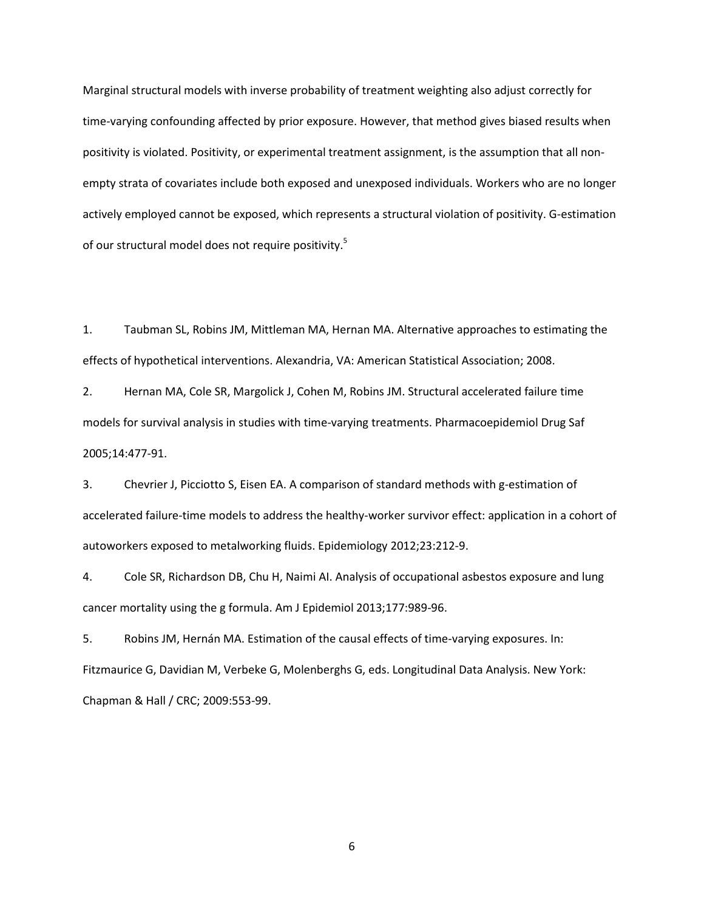Marginal structural models with inverse probability of treatment weighting also adjust correctly for time-varying confounding affected by prior exposure. However, that method gives biased results when positivity is violated. Positivity, or experimental treatment assignment, is the assumption that all non-empty strata of covariates include both exposed and unexposed individuals. Workers who are no longer actively employed cannot be exposed, which represents a structural violation of positivity. G-estimation of our structural model does not require positivity.[5]

1. Taubman SL, Robins JM, Mittleman MA, Hernan MA. Alternative approaches to estimating the effects of hypothetical interventions. Alexandria, VA: American Statistical Association; 2008.
2. Hernan MA, Cole SR, Margolick J, Cohen M, Robins JM. Structural accelerated failure time models for survival analysis in studies with time-varying treatments. Pharmacoepidemiol Drug Saf 2005;14:477-91.
3. Chevrier J, Picciotto S, Eisen EA. A comparison of standard methods with g-estimation of accelerated failure-time models to address the healthy-worker survivor effect: application in a cohort of autoworkers exposed to metalworking fluids. Epidemiology 2012;23:212-9.
4. Cole SR, Richardson DB, Chu H, Naimi AI. Analysis of occupational asbestos exposure and lung cancer mortality using the g formula. Am J Epidemiol 2013;177:989-96.
5. Robins JM, Hernán MA. Estimation of the causal effects of time-varying exposures. In: Fitzmaurice G, Davidian M, Verbeke G, Molenberghs G, eds. Longitudinal Data Analysis. New York: Chapman & Hall / CRC; 2009:553-99.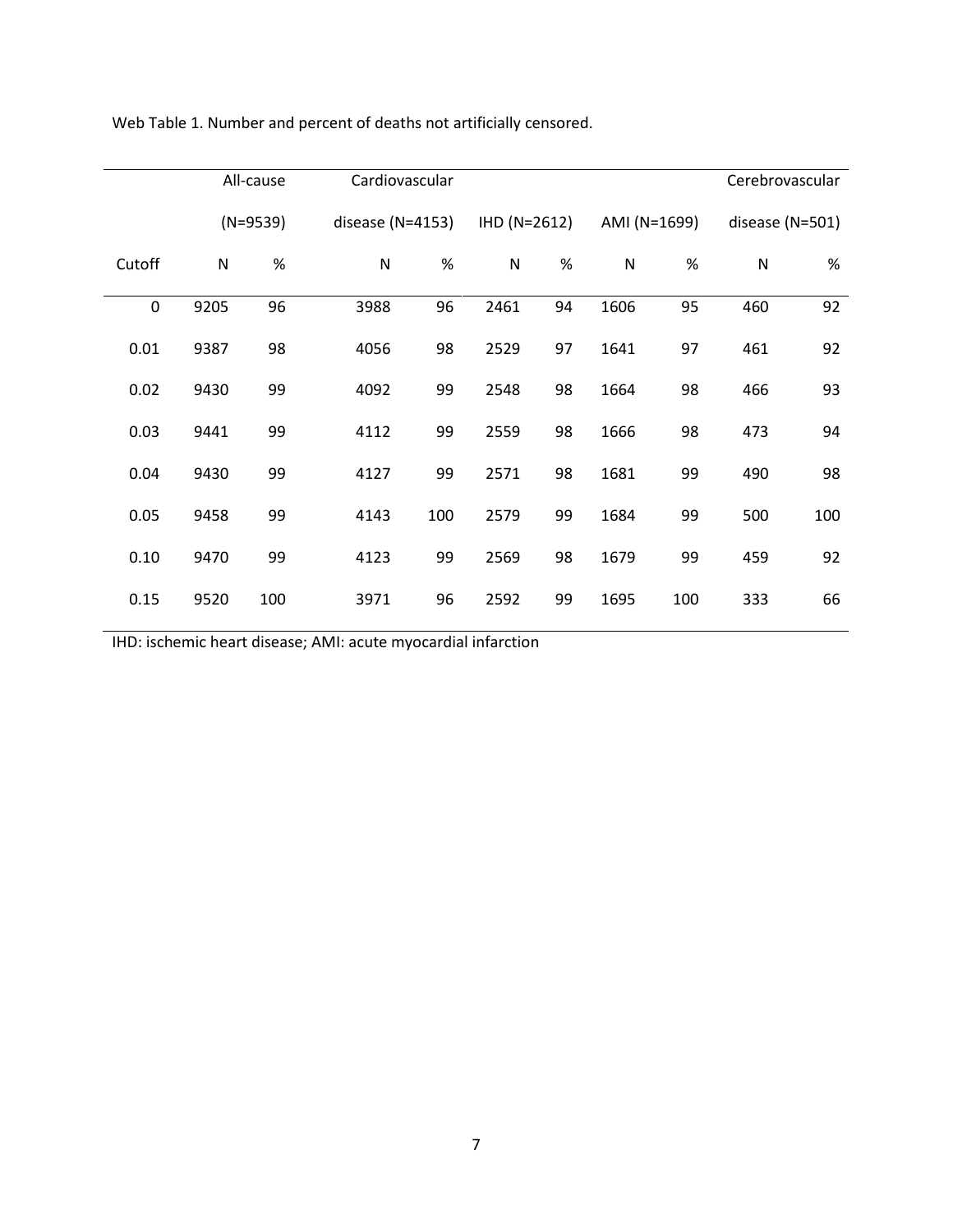Web Table 1. Number and percent of deaths not artificially censored.

| | All-cause (N=9539) | | Cardiovascular disease (N=4153) | | IHD (N=2612) | | AMI (N=1699) | | Cerebrovascular disease (N=501) | |
|---|---|---|---|---|---|---|---|---|---|---|
| Cutoff | N | % | N | % | N | % | N | % | N | % |
| 0 | 9205 | 96 | 3988 | 96 | 2461 | 94 | 1606 | 95 | 460 | 92 |
| 0.01 | 9387 | 98 | 4056 | 98 | 2529 | 97 | 1641 | 97 | 461 | 92 |
| 0.02 | 9430 | 99 | 4092 | 99 | 2548 | 98 | 1664 | 98 | 466 | 93 |
| 0.03 | 9441 | 99 | 4112 | 99 | 2559 | 98 | 1666 | 98 | 473 | 94 |
| 0.04 | 9430 | 99 | 4127 | 99 | 2571 | 98 | 1681 | 99 | 490 | 98 |
| 0.05 | 9458 | 99 | 4143 | 100 | 2579 | 99 | 1684 | 99 | 500 | 100 |
| 0.10 | 9470 | 99 | 4123 | 99 | 2569 | 98 | 1679 | 99 | 459 | 92 |
| 0.15 | 9520 | 100 | 3971 | 96 | 2592 | 99 | 1695 | 100 | 333 | 66 |

IHD: ischemic heart disease; AMI: acute myocardial infarction